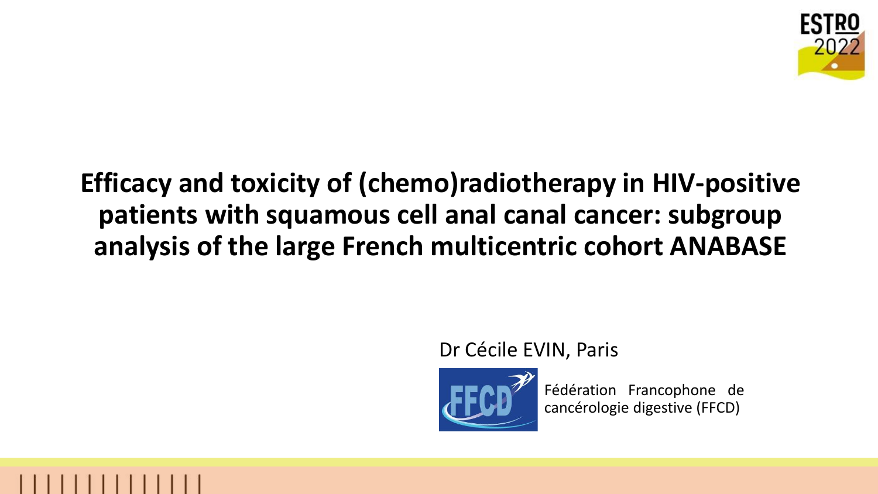# Efficacy and toxicity of (chemo)radiotherapy in HIV-positive patients with squamous cell anal canal cancer: subgroup analysis of the large French multicentric cohort ANABASE

Dr Cécile EVIN, Paris

Fédération Francophone de cancérologie digestive (FFCD)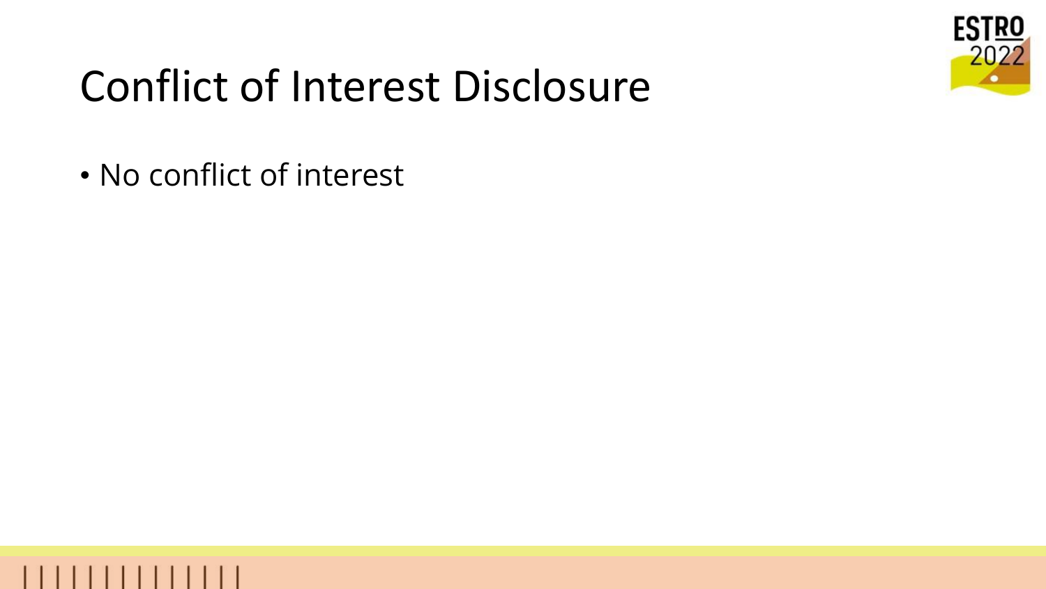# Conflict of Interest Disclosure

- No conflict of interest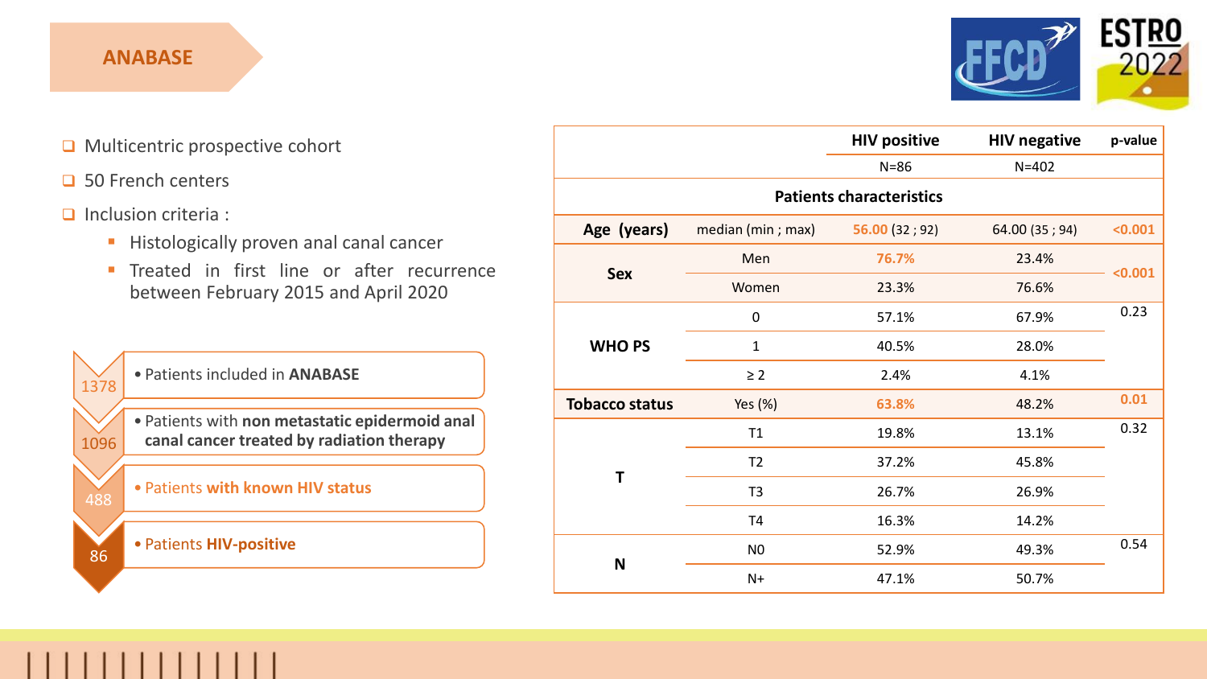## ANABASE

- Multicentric prospective cohort
- 50 French centers
- Inclusion criteria :
  - Histologically proven anal canal cancer
  - Treated in first line or after recurrence between February 2015 and April 2020

- 1378 — Patients included in **ANABASE**
- 1096 — Patients with **non metastatic epidermoid anal canal cancer treated by radiation therapy**
- 488 — **Patients with known HIV status**
- 86 — Patients **HIV-positive**

| | | HIV positive | HIV negative | p-value |
|---|---|---|---|---|
| | | N=86 | N=402 | |
| **Patients characteristics** | | | | |
| **Age (years)** | median (min ; max) | **56.00** (32 ; 92) | 64.00 (35 ; 94) | **<0.001** |
| **Sex** | Men | **76.7%** | 23.4% | **<0.001** |
| | Women | 23.3% | 76.6% | |
| **WHO PS** | 0 | 57.1% | 67.9% | 0.23 |
| | 1 | 40.5% | 28.0% | |
| | ≥ 2 | 2.4% | 4.1% | |
| **Tobacco status** | Yes (%) | **63.8%** | 48.2% | **0.01** |
| **T** | T1 | 19.8% | 13.1% | 0.32 |
| | T2 | 37.2% | 45.8% | |
| | T3 | 26.7% | 26.9% | |
| | T4 | 16.3% | 14.2% | |
| **N** | N0 | 52.9% | 49.3% | 0.54 |
| | N+ | 47.1% | 50.7% | |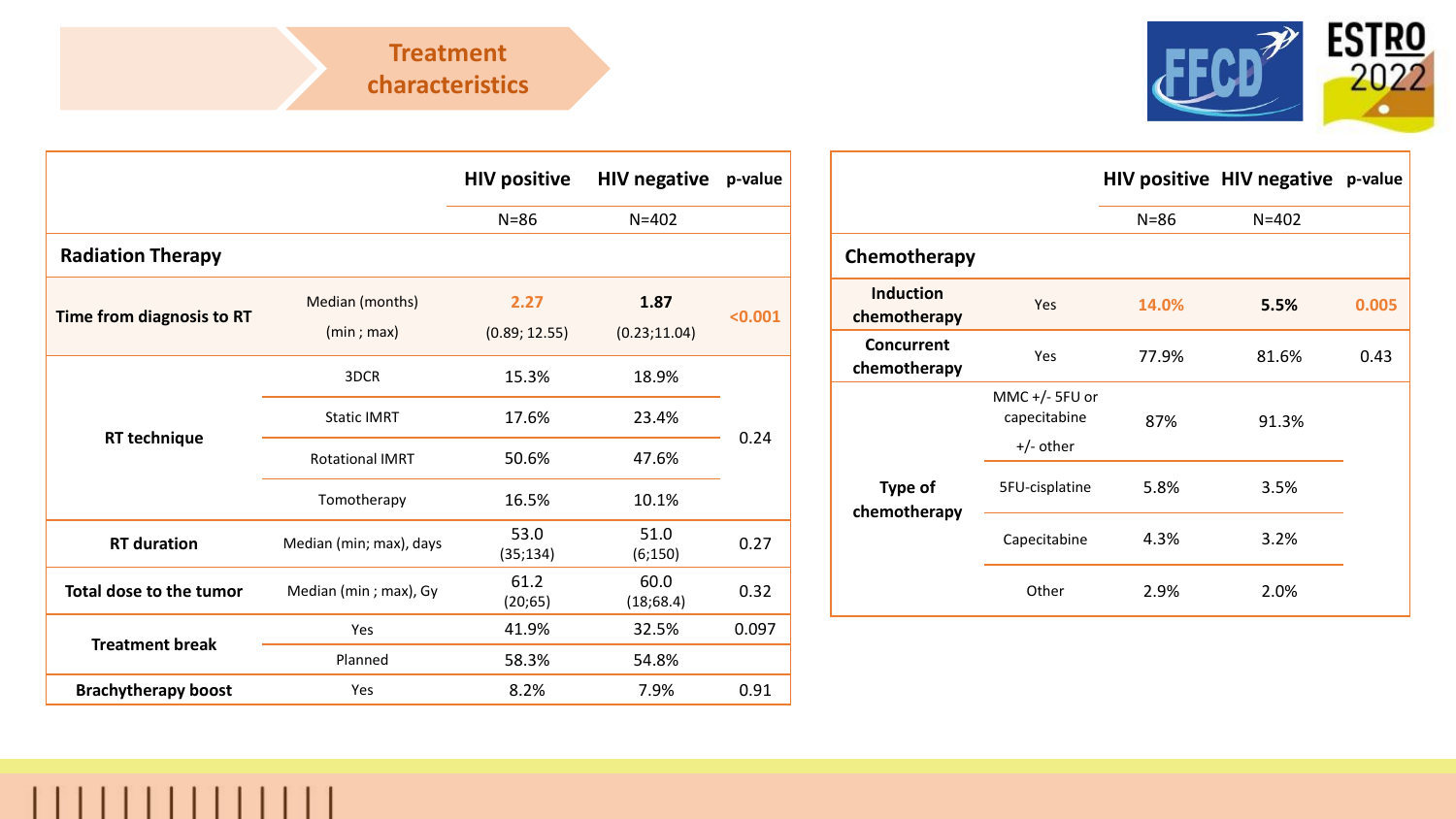## Treatment characteristics

| | | HIV positive | HIV negative | p-value |
|---|---|---|---|---|
| | | N=86 | N=402 | |
| **Radiation Therapy** | | | | |
| **Time from diagnosis to RT** | Median (months) (min ; max) | **2.27** (0.89; 12.55) | **1.87** (0.23;11.04) | **<0.001** |
| **RT technique** | 3DCR | 15.3% | 18.9% | 0.24 |
| | Static IMRT | 17.6% | 23.4% | |
| | Rotational IMRT | 50.6% | 47.6% | |
| | Tomotherapy | 16.5% | 10.1% | |
| **RT duration** | Median (min; max), days | 53.0 (35;134) | 51.0 (6;150) | 0.27 |
| **Total dose to the tumor** | Median (min ; max), Gy | 61.2 (20;65) | 60.0 (18;68.4) | 0.32 |
| **Treatment break** | Yes | 41.9% | 32.5% | 0.097 |
| | Planned | 58.3% | 54.8% | |
| **Brachytherapy boost** | Yes | 8.2% | 7.9% | 0.91 |

| | | HIV positive | HIV negative | p-value |
|---|---|---|---|---|
| | | N=86 | N=402 | |
| **Chemotherapy** | | | | |
| **Induction chemotherapy** | Yes | **14.0%** | **5.5%** | **0.005** |
| **Concurrent chemotherapy** | Yes | 77.9% | 81.6% | 0.43 |
| **Type of chemotherapy** | MMC +/- 5FU or capecitabine +/- other | 87% | 91.3% | |
| | 5FU-cisplatine | 5.8% | 3.5% | |
| | Capecitabine | 4.3% | 3.2% | |
| | Other | 2.9% | 2.0% | |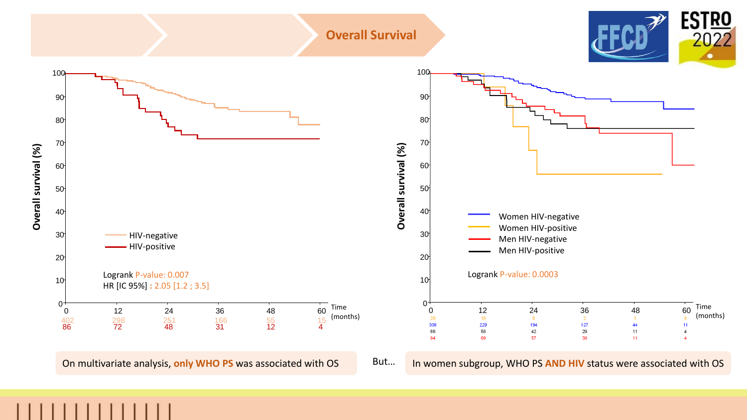## Overall Survival

**Overall survival (%)**

- HIV-negative
- HIV-positive

Logrank P-value: 0.007
HR [IC 95%] : 2.05 [1.2 ; 3.5]

| Time (months) | 0 | 12 | 24 | 36 | 48 | 60 |
|---|---|---|---|---|---|---|
| HIV-negative | 402 | 298 | 251 | 166 | 55 | 15 |
| HIV-positive | 86 | 72 | 48 | 31 | 12 | 4 |

**Overall survival (%)**

- Women HIV-negative
- Women HIV-positive
- Men HIV-negative
- Men HIV-positive

Logrank P-value: 0.0003

| Time (months) | 0 | 12 | 24 | 36 | 48 | 60 |
|---|---|---|---|---|---|---|
| Women HIV-positive | 20 | 16 | 6 | 2 | 1 | 0 |
| Women HIV-negative | 308 | 229 | 194 | 127 | 44 | 11 |
| Men HIV-positive | 66 | 56 | 42 | 29 | 11 | 4 |
| Men HIV-negative | 94 | 69 | 57 | 39 | 11 | 4 |

On multivariate analysis, **only WHO PS** was associated with OS

But…

In women subgroup, WHO PS **AND HIV** status were associated with OS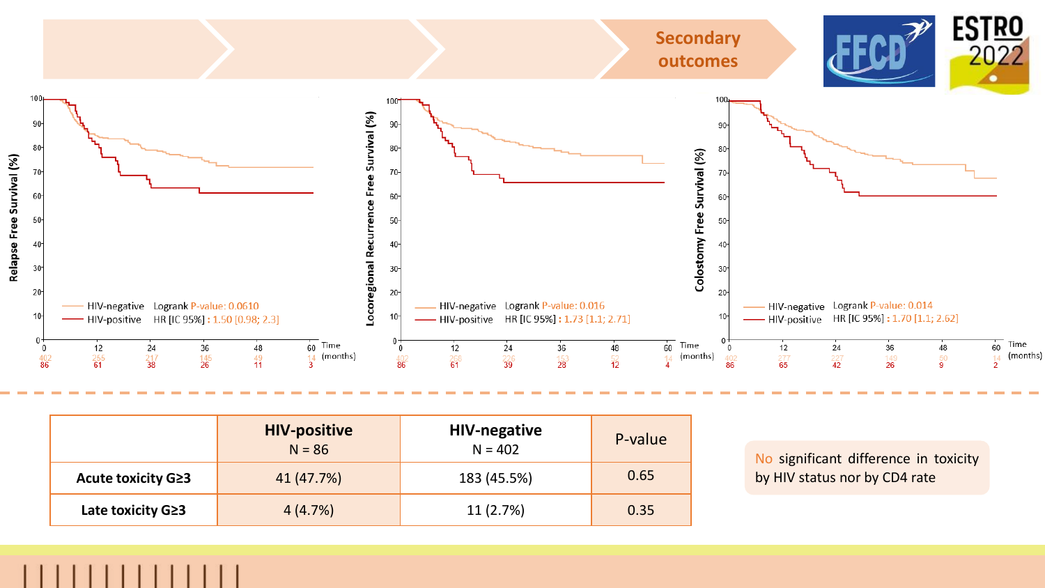## Secondary outcomes

Relapse Free Survival (%)

HIV-negative Logrank P-value: 0.0610

HIV-positive HR [IC 95%] : 1.50 [0.98; 2.3]

Time (months): 0, 12, 24, 36, 48, 60

402, 255, 217, 145, 49, 14

86, 61, 38, 26, 11, 3

Locoregional Recurrence Free Survival (%)

HIV-negative Logrank P-value: 0.016

HIV-positive HR [IC 95%] : 1.73 [1.1; 2.71]

Time (months): 0, 12, 24, 36, 48, 60

402, 268, 226, 153, 52, 14

86, 61, 39, 28, 12, 4

Colostomy Free Survival (%)

HIV-negative Logrank P-value: 0.014

HIV-positive HR [IC 95%] : 1.70 [1.1; 2.62]

Time (months): 0, 12, 24, 36, 48, 60

402, 277, 227, 149, 50, 14

86, 65, 42, 26, 9, 2

| | HIV-positive N = 86 | HIV-negative N = 402 | P-value |
|---|---|---|---|
| **Acute toxicity G≥3** | 41 (47.7%) | 183 (45.5%) | 0.65 |
| **Late toxicity G≥3** | 4 (4.7%) | 11 (2.7%) | 0.35 |

No significant difference in toxicity by HIV status nor by CD4 rate